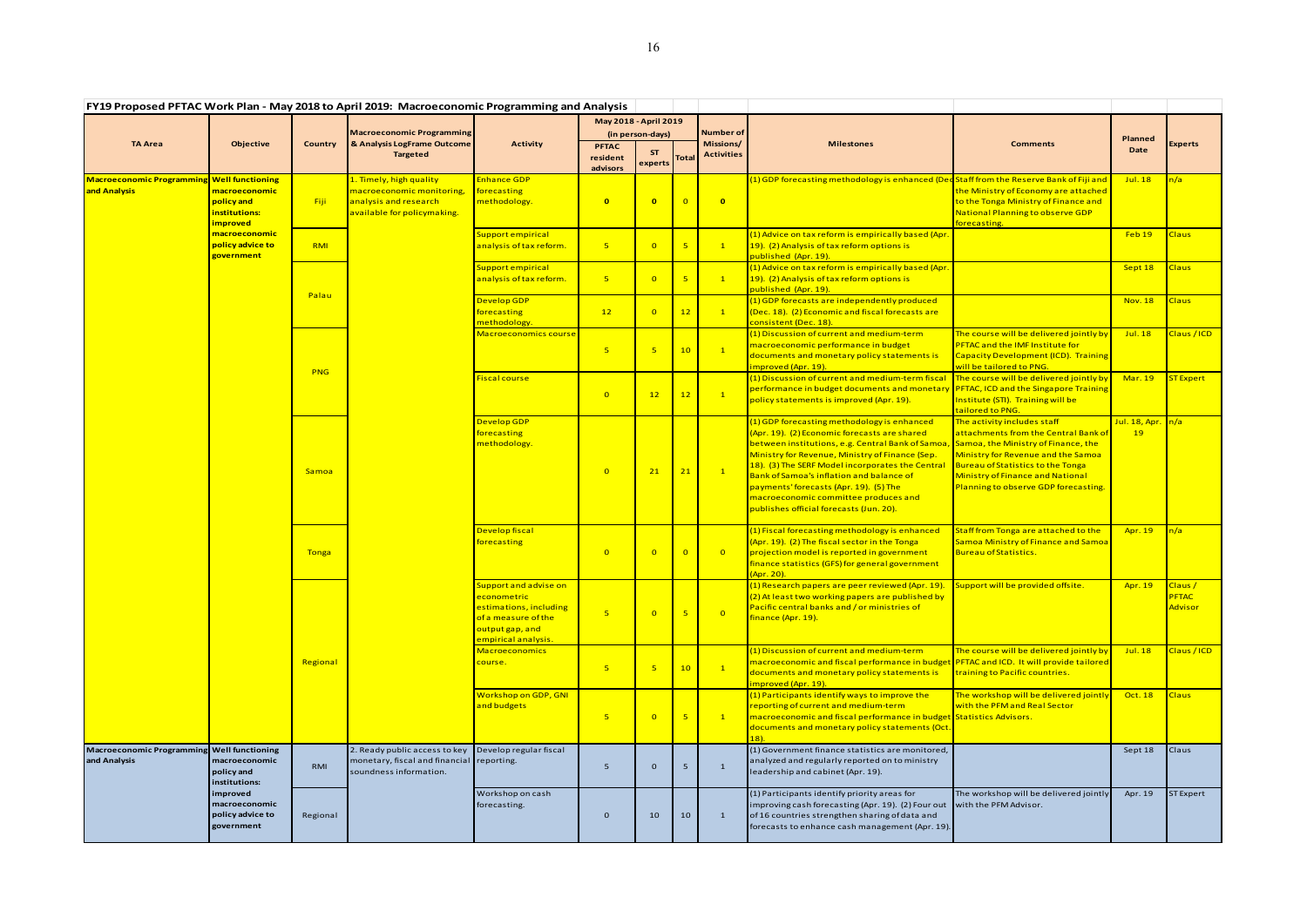## FY19 Proposed PFTAC Work Plan - May 2018 to April 2019: Macroeconomic Programming and Analysis

| TA Area | Objective | Country | Macroeconomic Programming & Analysis LogFrame Outcome Targeted | Activity | May 2018 - April 2019 (in person-days) | | | Number of Missions/ Activities | Milestones | Comments | Planned Date | Experts |
|---|---|---|---|---|---|---|---|---|---|---|---|---|
| | | | | | PFTAC resident advisors | ST experts | Total | | | | | |
| Macroeconomic Programming and Analysis | Well functioning macroeconomic policy and institutions: improved macroeconomic policy advice to government | Fiji | 1. Timely, high quality macroeconomic monitoring, analysis and research available for policymaking. | Enhance GDP forecasting methodology. | 0 | 0 | 0 | 0 | (1) GDP forecasting methodology is enhanced (Dec | Staff from the Reserve Bank of Fiji and the Ministry of Economy are attached to the Tonga Ministry of Finance and National Planning to observe GDP forecasting. | Jul. 18 | n/a |
| | | RMI | | Support empirical analysis of tax reform. | 5 | 0 | 5 | 1 | (1) Advice on tax reform is empirically based (Apr. 19). (2) Analysis of tax reform options is published (Apr. 19). | | Feb 19 | Claus |
| | | Palau | | Support empirical analysis of tax reform. | 5 | 0 | 5 | 1 | (1) Advice on tax reform is empirically based (Apr. 19). (2) Analysis of tax reform options is published (Apr. 19). | | Sept 18 | Claus |
| | | | | Develop GDP forecasting methodology. | 12 | 0 | 12 | 1 | (1) GDP forecasts are independently produced (Dec. 18). (2) Economic and fiscal forecasts are consistent (Dec. 18). | | Nov. 18 | Claus |
| | | PNG | | Macroeconomics course | 5 | 5 | 10 | 1 | (1) Discussion of current and medium-term macroeconomic performance in budget documents and monetary policy statements is improved (Apr. 19). | The course will be delivered jointly by PFTAC and the IMF Institute for Capacity Development (ICD). Training will be tailored to PNG. | Jul. 18 | Claus / ICD |
| | | | | Fiscal course | 0 | 12 | 12 | 1 | (1) Discussion of current and medium-term fiscal performance in budget documents and monetary policy statements is improved (Apr. 19). | The course will be delivered jointly by PFTAC, ICD and the Singapore Training Institute (STI). Training will be tailored to PNG. | Mar. 19 | ST Expert |
| | | Samoa | | Develop GDP forecasting methodology. | 0 | 21 | 21 | 1 | (1) GDP forecasting methodology is enhanced (Apr. 19). (2) Economic forecasts are shared between institutions, e.g. Central Bank of Samoa, Ministry for Revenue, Ministry of Finance (Sep. 18). (3) The SERF Model incorporates the Central Bank of Samoa's inflation and balance of payments' forecasts (Apr. 19). (5) The macroeconomic committee produces and publishes official forecasts (Jun. 20). | The activity includes staff attachments from the Central Bank of Samoa, the Ministry of Finance, the Ministry for Revenue and the Samoa Bureau of Statistics to the Tonga Ministry of Finance and National Planning to observe GDP forecasting. | Jul. 18, Apr. 19 | n/a |
| | | Tonga | | Develop fiscal forecasting | 0 | 0 | 0 | 0 | (1) Fiscal forecasting methodology is enhanced (Apr. 19). (2) The fiscal sector in the Tonga projection model is reported in government finance statistics (GFS) for general government (Apr. 20). | Staff from Tonga are attached to the Samoa Ministry of Finance and Samoa Bureau of Statistics. | Apr. 19 | n/a |
| | | Regional | | Support and advise on econometric estimations, including of a measure of the output gap, and empirical analysis. | 5 | 0 | 5 | 0 | (1) Research papers are peer reviewed (Apr. 19). (2) At least two working papers are published by Pacific central banks and / or ministries of finance (Apr. 19). | Support will be provided offsite. | Apr. 19 | Claus / PFTAC Advisor |
| | | | | Macroeconomics course. | 5 | 5 | 10 | 1 | (1) Discussion of current and medium-term macroeconomic and fiscal performance in budget documents and monetary policy statements is improved (Apr. 19). | The course will be delivered jointly by PFTAC and ICD. It will provide tailored training to Pacific countries. | Jul. 18 | Claus / ICD |
| | | | | Workshop on GDP, GNI and budgets | 5 | 0 | 5 | 1 | (1) Participants identify ways to improve the reporting of current and medium-term macroeconomic and fiscal performance in budget documents and monetary policy statements (Oct. 18). | The workshop will be delivered jointly with the PFM and Real Sector Statistics Advisors. | Oct. 18 | Claus |
| Macroeconomic Programming and Analysis | Well functioning macroeconomic policy and institutions: improved macroeconomic policy advice to government | RMI | 2. Ready public access to key monetary, fiscal and financial soundness information. | Develop regular fiscal reporting. | 5 | 0 | 5 | 1 | (1) Government finance statistics are monitored, analyzed and regularly reported on to ministry leadership and cabinet (Apr. 19). | | Sept 18 | Claus |
| | | Regional | | Workshop on cash forecasting. | 0 | 10 | 10 | 1 | (1) Participants identify priority areas for improving cash forecasting (Apr. 19). (2) Four out of 16 countries strengthen sharing of data and forecasts to enhance cash management (Apr. 19). | The workshop will be delivered jointly with the PFM Advisor. | Apr. 19 | ST Expert |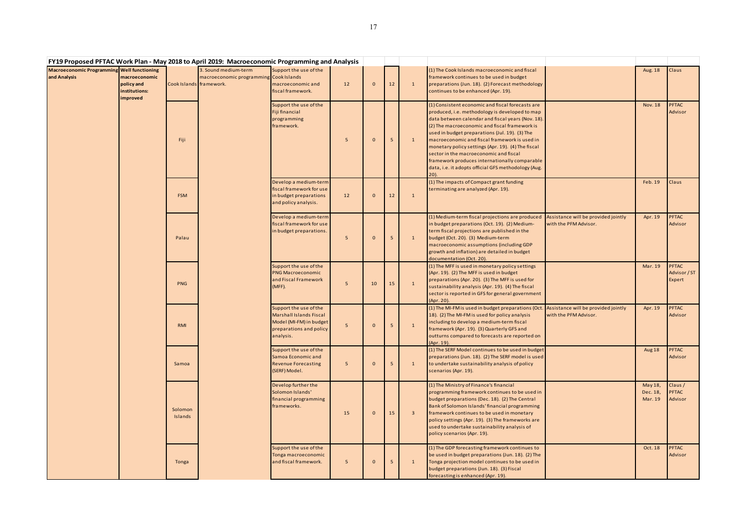**FY19 Proposed PFTAC Work Plan - May 2018 to April 2019: Macroeconomic Programming and Analysis**

| | | | | | | | | | | | | |
|---|---|---|---|---|---|---|---|---|---|---|---|---|
| Macroeconomic Programming and Analysis | Well functioning macroeconomic policy and institutions: improved | Cook Islands | 3. Sound medium-term macroeconomic programming framework. | Support the use of the Cook Islands macroeconomic and fiscal framework. | 12 | 0 | 12 | 1 | (1) The Cook Islands macroeconomic and fiscal framework continues to be used in budget preparations (Jun. 18). (2) Forecast methodology continues to be enhanced (Apr. 19). | | Aug. 18 | Claus |
| | | Fiji | | Support the use of the Fiji financial programming framework. | 5 | 0 | 5 | 1 | (1) Consistent economic and fiscal forecasts are produced, i.e. methodology is developed to map data between calendar and fiscal years (Nov. 18). (2) The macroeconomic and fiscal framework is used in budget preparations (Jul. 19). (3) The macroeconomic and fiscal framework is used in monetary policy settings (Apr. 19). (4) The fiscal sector in the macroeconomic and fiscal framework produces internationally comparable data, i.e. it adopts official GFS methodology (Aug. 20). | | Nov. 18 | PFTAC Advisor |
| | | FSM | | Develop a medium-term fiscal framework for use in budget preparations and policy analysis. | 12 | 0 | 12 | 1 | (1) The impacts of Compact grant funding terminating are analyzed (Apr. 19). | | Feb. 19 | Claus |
| | | Palau | | Develop a medium-term fiscal framework for use in budget preparations. | 5 | 0 | 5 | 1 | (1) Medium-term fiscal projections are produced in budget preparations (Oct. 19). (2) Medium-term fiscal projections are published in the budget (Oct. 20). (3) Medium-term macroeconomic assumptions (including GDP growth and inflation) are detailed in budget documentation (Oct. 20). | Assistance will be provided jointly with the PFM Advisor. | Apr. 19 | PFTAC Advisor |
| | | PNG | | Support the use of the PNG Macroeconomic and Fiscal Framework (MFF). | 5 | 10 | 15 | 1 | (1) The MFF is used in monetary policy settings (Apr. 19). (2) The MFF is used in budget preparations (Apr. 20). (3) The MFF is used for sustainability analysis (Apr. 19). (4) The fiscal sector is reported in GFS for general government (Apr. 20). | | Mar. 19 | PFTAC Advisor / ST Expert |
| | | RMI | | Support the use of the Marshall Islands Fiscal Model (MI-FM) in budget preparations and policy analysis. | 5 | 0 | 5 | 1 | (1) The MI-FM is used in budget preparations (Oct. 18). (2) The MI-FM is used for policy analysis including to develop a medium-term fiscal framework (Apr. 19). (3) Quarterly GFS and outturns compared to forecasts are reported on (Apr. 19). | Assistance will be provided jointly with the PFM Advisor. | Apr. 19 | PFTAC Advisor |
| | | Samoa | | Support the use of the Samoa Economic and Revenue Forecasting (SERF) Model. | 5 | 0 | 5 | 1 | (1) The SERF Model continues to be used in budget preparations (Jun. 18). (2) The SERF model is used to undertake sustainability analysis of policy scenarios (Apr. 19). | | Aug 18 | PFTAC Advisor |
| | | Solomon Islands | | Develop further the Solomon Islands' financial programming frameworks. | 15 | 0 | 15 | 3 | (1) The Ministry of Finance's financial programming framework continues to be used in budget preparations (Dec. 18). (2) The Central Bank of Solomon Islands' financial programming framework continues to be used in monetary policy settings (Apr. 19). (3) The frameworks are used to undertake sustainability analysis of policy scenarios (Apr. 19). | | May 18, Dec. 18, Mar. 19 | Claus / PFTAC Advisor |
| | | Tonga | | Support the use of the Tonga macroeconomic and fiscal framework. | 5 | 0 | 5 | 1 | (1) The GDP forecasting framework continues to be used in budget preparations (Jun. 18). (2) The Tonga projection model continues to be used in budget preparations (Jun. 18). (3) Fiscal forecasting is enhanced (Apr. 19). | | Oct. 18 | PFTAC Advisor |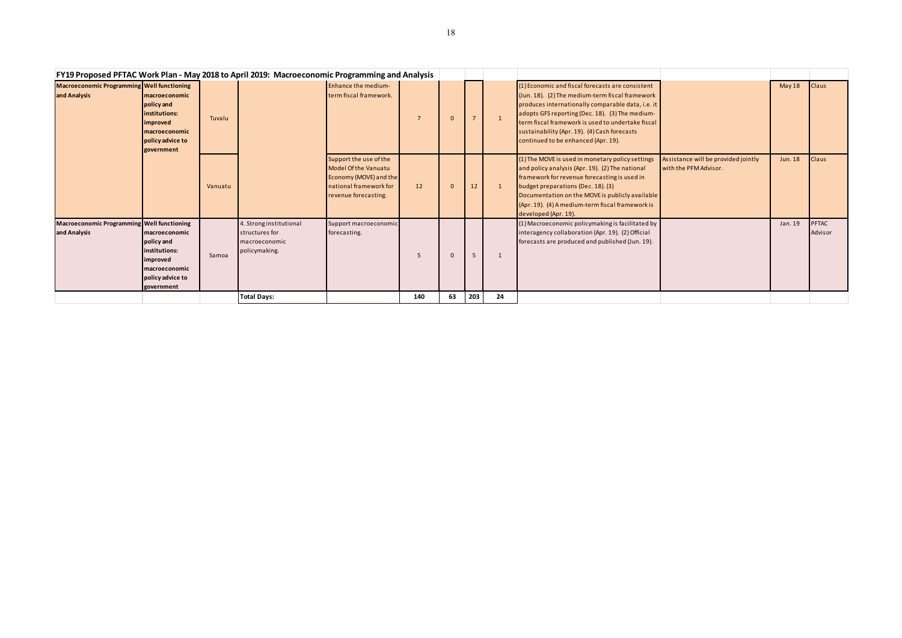**FY19 Proposed PFTAC Work Plan - May 2018 to April 2019: Macroeconomic Programming and Analysis**

| | | | | | | | | | | | | |
|---|---|---|---|---|---|---|---|---|---|---|---|---|
| **Macroeconomic Programming and Analysis** | **Well functioning macroeconomic policy and institutions: improved macroeconomic policy advice to government** | Tuvalu | | Enhance the medium-term fiscal framework. | 7 | 0 | 7 | 1 | (1) Economic and fiscal forecasts are consistent (Jun. 18). (2) The medium-term fiscal framework produces internationally comparable data, i.e. it adopts GFS reporting (Dec. 18). (3) The medium-term fiscal framework is used to undertake fiscal sustainability (Apr. 19). (4) Cash forecasts continued to be enhanced (Apr. 19). | | May 18 | Claus |
| | | Vanuatu | | Support the use of the Model Of the Vanuatu Economy (MOVE) and the national framework for revenue forecasting. | 12 | 0 | 12 | 1 | (1) The MOVE is used in monetary policy settings and policy analysis (Apr. 19). (2) The national framework for revenue forecasting is used in budget preparations (Dec. 18). (3) Documentation on the MOVE is publicly available (Apr. 19). (4) A medium-term fiscal framework is developed (Apr. 19). | Assistance will be provided jointly with the PFM Advisor. | Jun. 18 | Claus |
| **Macroeconomic Programming and Analysis** | **Well functioning macroeconomic policy and institutions: improved macroeconomic policy advice to government** | Samoa | 4. Strong institutional structures for macroeconomic policymaking. | Support macroeconomic forecasting. | 5 | 0 | 5 | 1 | (1) Macroeconomic policymaking is facilitated by interagency collaboration (Apr. 19). (2) Official forecasts are produced and published (Jun. 19). | | Jan. 19 | PFTAC Advisor |
| | | | **Total Days:** | | **140** | **63** | **203** | **24** | | | | |